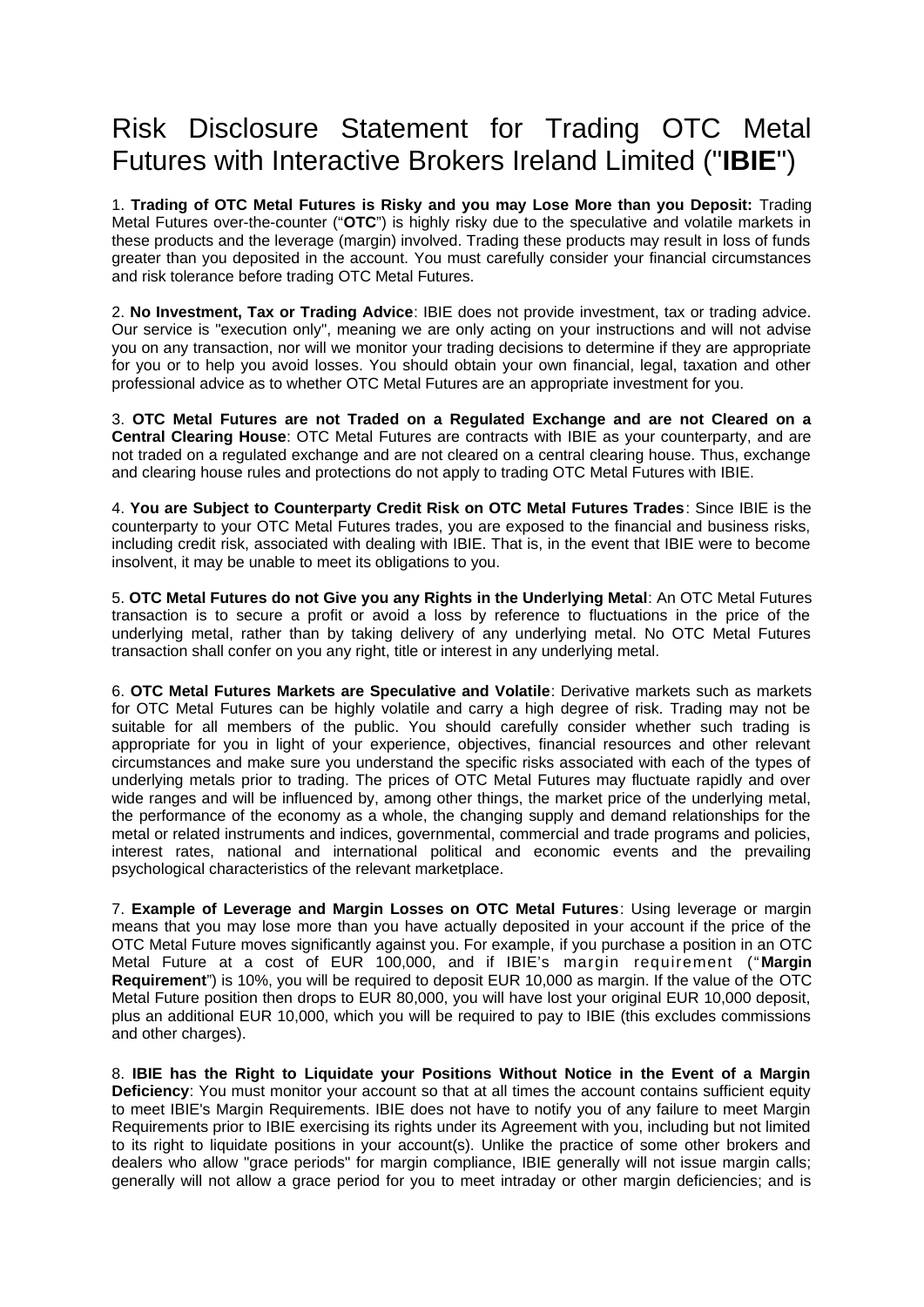# Risk Disclosure Statement for Trading OTC Metal Futures with Interactive Brokers Ireland Limited ("**IBIE**")

1. **Trading of OTC Metal Futures is Risky and you may Lose More than you Deposit:** Trading Metal Futures over-the-counter ("**OTC**") is highly risky due to the speculative and volatile markets in these products and the leverage (margin) involved. Trading these products may result in loss of funds greater than you deposited in the account. You must carefully consider your financial circumstances and risk tolerance before trading OTC Metal Futures.

2. **No Investment, Tax or Trading Advice**: IBIE does not provide investment, tax or trading advice. Our service is "execution only", meaning we are only acting on your instructions and will not advise you on any transaction, nor will we monitor your trading decisions to determine if they are appropriate for you or to help you avoid losses. You should obtain your own financial, legal, taxation and other professional advice as to whether OTC Metal Futures are an appropriate investment for you.

3. **OTC Metal Futures are not Traded on a Regulated Exchange and are not Cleared on a Central Clearing House**: OTC Metal Futures are contracts with IBIE as your counterparty, and are not traded on a regulated exchange and are not cleared on a central clearing house. Thus, exchange and clearing house rules and protections do not apply to trading OTC Metal Futures with IBIE.

4. **You are Subject to Counterparty Credit Risk on OTC Metal Futures Trades**: Since IBIE is the counterparty to your OTC Metal Futures trades, you are exposed to the financial and business risks, including credit risk, associated with dealing with IBIE. That is, in the event that IBIE were to become insolvent, it may be unable to meet its obligations to you.

5. **OTC Metal Futures do not Give you any Rights in the Underlying Metal**: An OTC Metal Futures transaction is to secure a profit or avoid a loss by reference to fluctuations in the price of the underlying metal, rather than by taking delivery of any underlying metal. No OTC Metal Futures transaction shall confer on you any right, title or interest in any underlying metal.

6. **OTC Metal Futures Markets are Speculative and Volatile**: Derivative markets such as markets for OTC Metal Futures can be highly volatile and carry a high degree of risk. Trading may not be suitable for all members of the public. You should carefully consider whether such trading is appropriate for you in light of your experience, objectives, financial resources and other relevant circumstances and make sure you understand the specific risks associated with each of the types of underlying metals prior to trading. The prices of OTC Metal Futures may fluctuate rapidly and over wide ranges and will be influenced by, among other things, the market price of the underlying metal, the performance of the economy as a whole, the changing supply and demand relationships for the metal or related instruments and indices, governmental, commercial and trade programs and policies, interest rates, national and international political and economic events and the prevailing psychological characteristics of the relevant marketplace.

7. **Example of Leverage and Margin Losses on OTC Metal Futures**: Using leverage or margin means that you may lose more than you have actually deposited in your account if the price of the OTC Metal Future moves significantly against you. For example, if you purchase a position in an OTC Metal Future at a cost of EUR 100,000, and if IBIE's margin requirement ("**Margin Requirement**") is 10%, you will be required to deposit EUR 10,000 as margin. If the value of the OTC Metal Future position then drops to EUR 80,000, you will have lost your original EUR 10,000 deposit, plus an additional EUR 10,000, which you will be required to pay to IBIE (this excludes commissions and other charges).

8. **IBIE has the Right to Liquidate your Positions Without Notice in the Event of a Margin Deficiency**: You must monitor your account so that at all times the account contains sufficient equity to meet IBIE's Margin Requirements. IBIE does not have to notify you of any failure to meet Margin Requirements prior to IBIE exercising its rights under its Agreement with you, including but not limited to its right to liquidate positions in your account(s). Unlike the practice of some other brokers and dealers who allow "grace periods" for margin compliance, IBIE generally will not issue margin calls; generally will not allow a grace period for you to meet intraday or other margin deficiencies; and is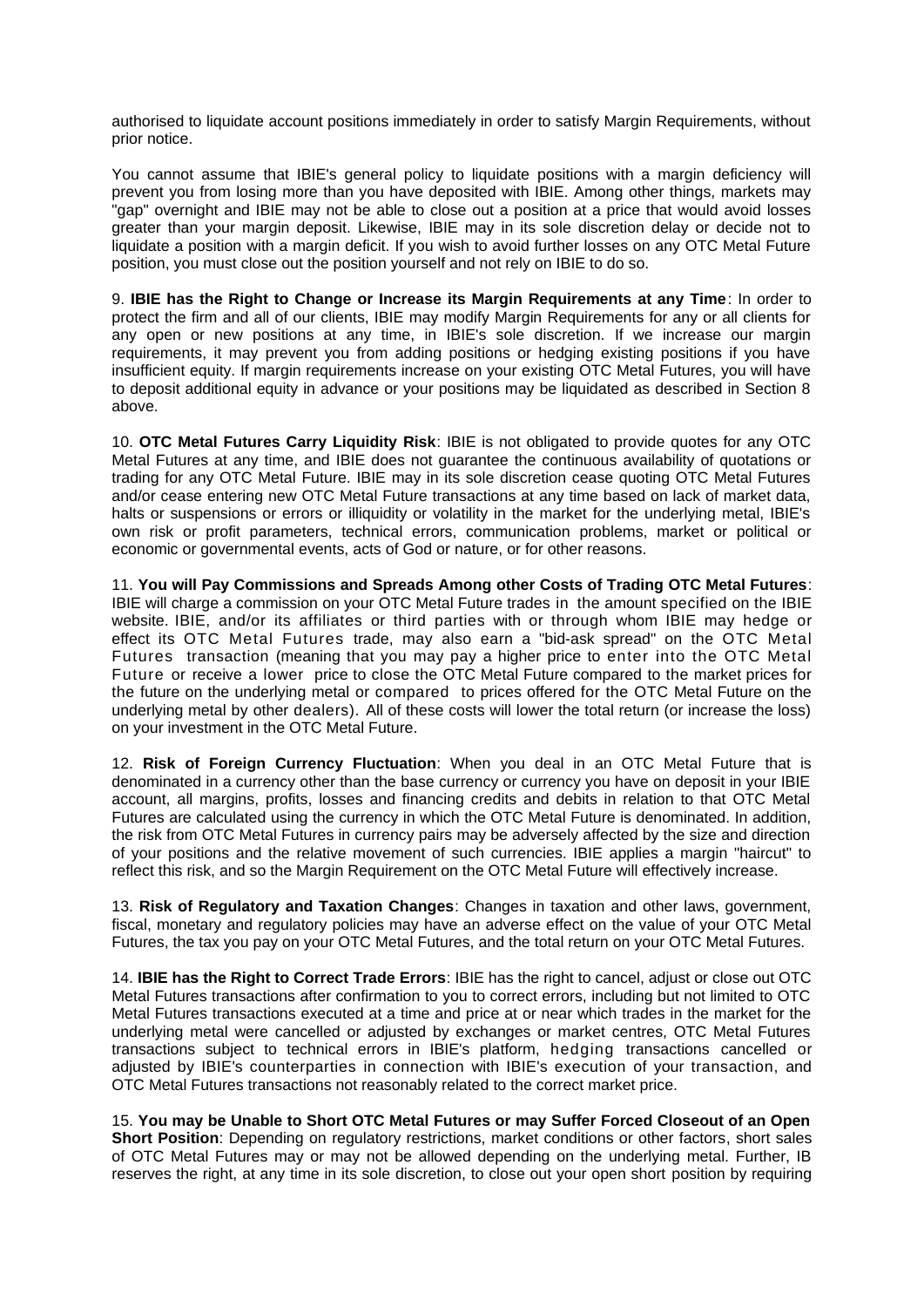authorised to liquidate account positions immediately in order to satisfy Margin Requirements, without prior notice.

You cannot assume that IBIE's general policy to liquidate positions with a margin deficiency will prevent you from losing more than you have deposited with IBIE. Among other things, markets may "gap" overnight and IBIE may not be able to close out a position at a price that would avoid losses greater than your margin deposit. Likewise, IBIE may in its sole discretion delay or decide not to liquidate a position with a margin deficit. If you wish to avoid further losses on any OTC Metal Future position, you must close out the position yourself and not rely on IBIE to do so.

9. **IBIE has the Right to Change or Increase its Margin Requirements at any Time**: In order to protect the firm and all of our clients, IBIE may modify Margin Requirements for any or all clients for any open or new positions at any time, in IBIE's sole discretion. If we increase our margin requirements, it may prevent you from adding positions or hedging existing positions if you have insufficient equity. If margin requirements increase on your existing OTC Metal Futures, you will have to deposit additional equity in advance or your positions may be liquidated as described in Section 8 above.

10. **OTC Metal Futures Carry Liquidity Risk**: IBIE is not obligated to provide quotes for any OTC Metal Futures at any time, and IBIE does not guarantee the continuous availability of quotations or trading for any OTC Metal Future. IBIE may in its sole discretion cease quoting OTC Metal Futures and/or cease entering new OTC Metal Future transactions at any time based on lack of market data, halts or suspensions or errors or illiquidity or volatility in the market for the underlying metal, IBIE's own risk or profit parameters, technical errors, communication problems, market or political or economic or governmental events, acts of God or nature, or for other reasons.

11. **You will Pay Commissions and Spreads Among other Costs of Trading OTC Metal Futures**: IBIE will charge a commission on your OTC Metal Future trades in the amount specified on the IBIE website. IBIE, and/or its affiliates or third parties with or through whom IBIE may hedge or effect its OTC Metal Futures trade, may also earn a "bid-ask spread" on the OTC Metal Futures transaction (meaning that you may pay a higher price to enter into the OTC Metal Future or receive a lower price to close the OTC Metal Future compared to the market prices for the future on the underlying metal or compared to prices offered for the OTC Metal Future on the underlying metal by other dealers). All of these costs will lower the total return (or increase the loss) on your investment in the OTC Metal Future.

12. **Risk of Foreign Currency Fluctuation**: When you deal in an OTC Metal Future that is denominated in a currency other than the base currency or currency you have on deposit in your IBIE account, all margins, profits, losses and financing credits and debits in relation to that OTC Metal Futures are calculated using the currency in which the OTC Metal Future is denominated. In addition, the risk from OTC Metal Futures in currency pairs may be adversely affected by the size and direction of your positions and the relative movement of such currencies. IBIE applies a margin "haircut" to reflect this risk, and so the Margin Requirement on the OTC Metal Future will effectively increase.

13. **Risk of Regulatory and Taxation Changes**: Changes in taxation and other laws, government, fiscal, monetary and regulatory policies may have an adverse effect on the value of your OTC Metal Futures, the tax you pay on your OTC Metal Futures, and the total return on your OTC Metal Futures.

14. **IBIE has the Right to Correct Trade Errors**: IBIE has the right to cancel, adjust or close out OTC Metal Futures transactions after confirmation to you to correct errors, including but not limited to OTC Metal Futures transactions executed at a time and price at or near which trades in the market for the underlying metal were cancelled or adjusted by exchanges or market centres, OTC Metal Futures transactions subject to technical errors in IBIE's platform, hedging transactions cancelled or adjusted by IBIE's counterparties in connection with IBIE's execution of your transaction, and OTC Metal Futures transactions not reasonably related to the correct market price.

15. **You may be Unable to Short OTC Metal Futures or may Suffer Forced Closeout of an Open Short Position**: Depending on regulatory restrictions, market conditions or other factors, short sales of OTC Metal Futures may or may not be allowed depending on the underlying metal. Further, IB reserves the right, at any time in its sole discretion, to close out your open short position by requiring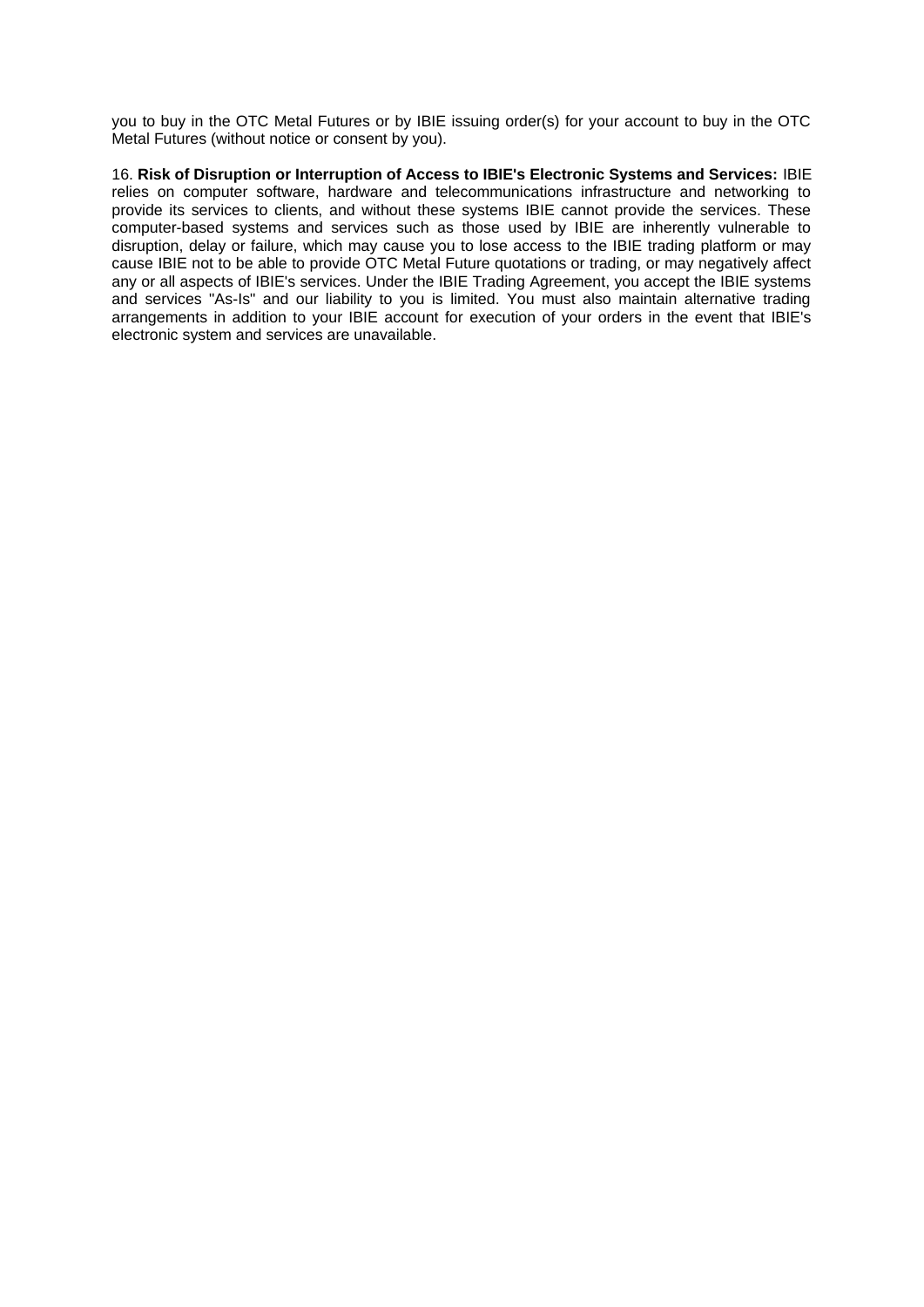you to buy in the OTC Metal Futures or by IBIE issuing order(s) for your account to buy in the OTC Metal Futures (without notice or consent by you).

16. **Risk of Disruption or Interruption of Access to IBIE's Electronic Systems and Services:** IBIE relies on computer software, hardware and telecommunications infrastructure and networking to provide its services to clients, and without these systems IBIE cannot provide the services. These computer-based systems and services such as those used by IBIE are inherently vulnerable to disruption, delay or failure, which may cause you to lose access to the IBIE trading platform or may cause IBIE not to be able to provide OTC Metal Future quotations or trading, or may negatively affect any or all aspects of IBIE's services. Under the IBIE Trading Agreement, you accept the IBIE systems and services "As-Is" and our liability to you is limited. You must also maintain alternative trading arrangements in addition to your IBIE account for execution of your orders in the event that IBIE's electronic system and services are unavailable.